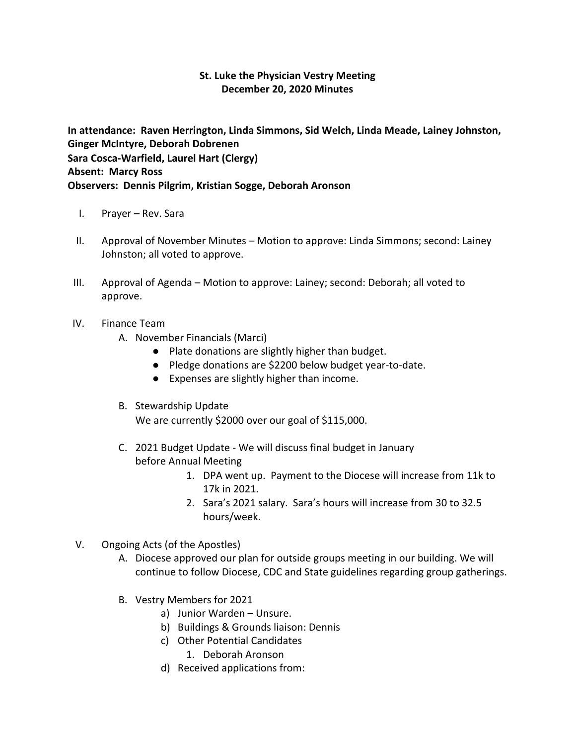**St. Luke the Physician Vestry Meeting**
**December 20, 2020 Minutes**

**In attendance: Raven Herrington, Linda Simmons, Sid Welch, Linda Meade, Lainey Johnston, Ginger McIntyre, Deborah Dobrenen**
**Sara Cosca-Warfield, Laurel Hart (Clergy)**
**Absent: Marcy Ross**
**Observers: Dennis Pilgrim, Kristian Sogge, Deborah Aronson**

I. Prayer – Rev. Sara

II. Approval of November Minutes – Motion to approve: Linda Simmons; second: Lainey Johnston; all voted to approve.

III. Approval of Agenda – Motion to approve: Lainey; second: Deborah; all voted to approve.

IV. Finance Team
   A. November Financials (Marci)
      - Plate donations are slightly higher than budget.
      - Pledge donations are $2200 below budget year-to-date.
      - Expenses are slightly higher than income.

   B. Stewardship Update
      We are currently $2000 over our goal of $115,000.

   C. 2021 Budget Update - We will discuss final budget in January before Annual Meeting
      1. DPA went up. Payment to the Diocese will increase from 11k to 17k in 2021.
      2. Sara's 2021 salary. Sara's hours will increase from 30 to 32.5 hours/week.

V. Ongoing Acts (of the Apostles)
   A. Diocese approved our plan for outside groups meeting in our building. We will continue to follow Diocese, CDC and State guidelines regarding group gatherings.

   B. Vestry Members for 2021
      a) Junior Warden – Unsure.
      b) Buildings & Grounds liaison: Dennis
      c) Other Potential Candidates
         1. Deborah Aronson
      d) Received applications from: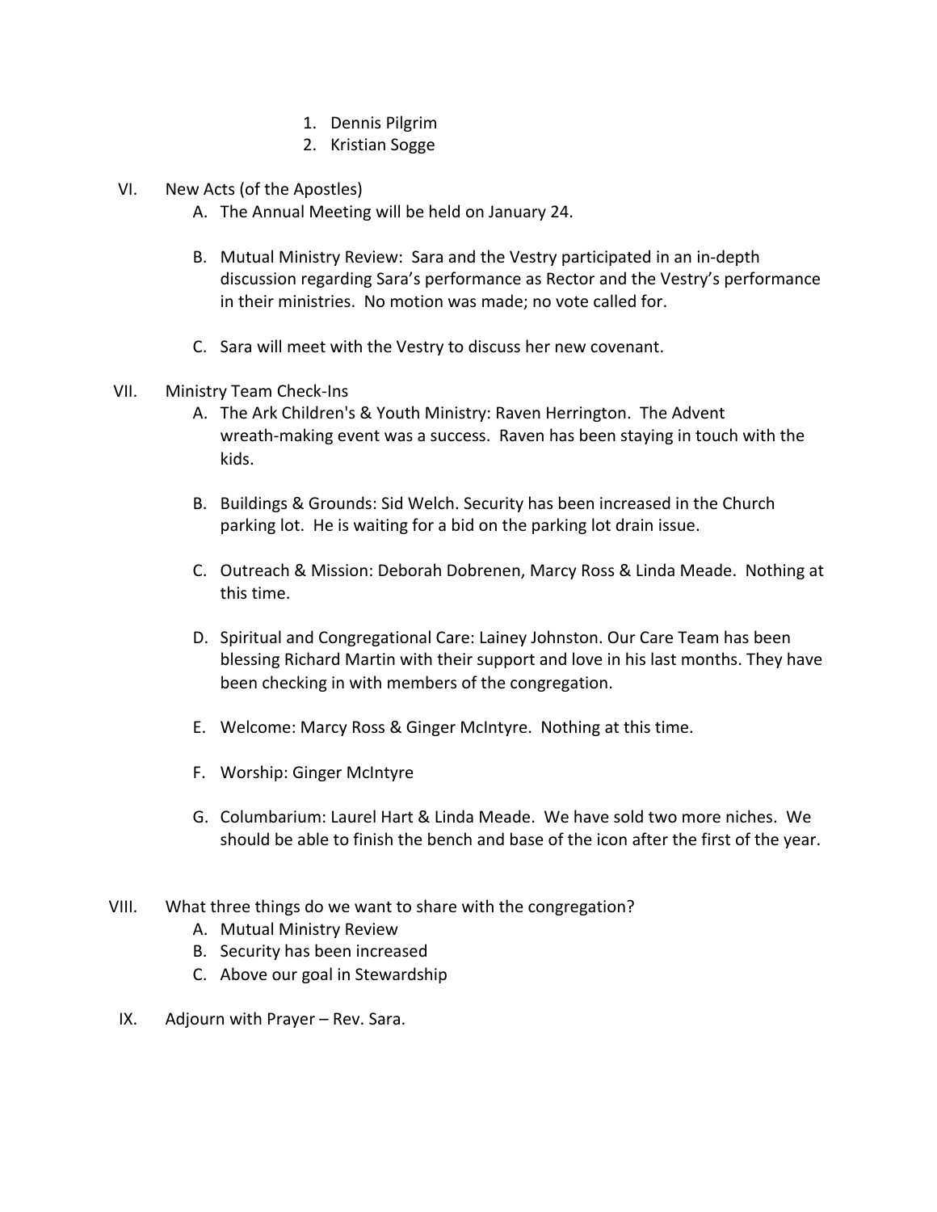1. Dennis Pilgrim
   2. Kristian Sogge

VI. New Acts (of the Apostles)

   A. The Annual Meeting will be held on January 24.

   B. Mutual Ministry Review: Sara and the Vestry participated in an in-depth discussion regarding Sara's performance as Rector and the Vestry's performance in their ministries. No motion was made; no vote called for.

   C. Sara will meet with the Vestry to discuss her new covenant.

VII. Ministry Team Check-Ins

   A. The Ark Children's & Youth Ministry: Raven Herrington. The Advent wreath-making event was a success. Raven has been staying in touch with the kids.

   B. Buildings & Grounds: Sid Welch. Security has been increased in the Church parking lot. He is waiting for a bid on the parking lot drain issue.

   C. Outreach & Mission: Deborah Dobrenen, Marcy Ross & Linda Meade. Nothing at this time.

   D. Spiritual and Congregational Care: Lainey Johnston. Our Care Team has been blessing Richard Martin with their support and love in his last months. They have been checking in with members of the congregation.

   E. Welcome: Marcy Ross & Ginger McIntyre. Nothing at this time.

   F. Worship: Ginger McIntyre

   G. Columbarium: Laurel Hart & Linda Meade. We have sold two more niches. We should be able to finish the bench and base of the icon after the first of the year.

VIII. What three things do we want to share with the congregation?

   A. Mutual Ministry Review
   B. Security has been increased
   C. Above our goal in Stewardship

IX. Adjourn with Prayer – Rev. Sara.